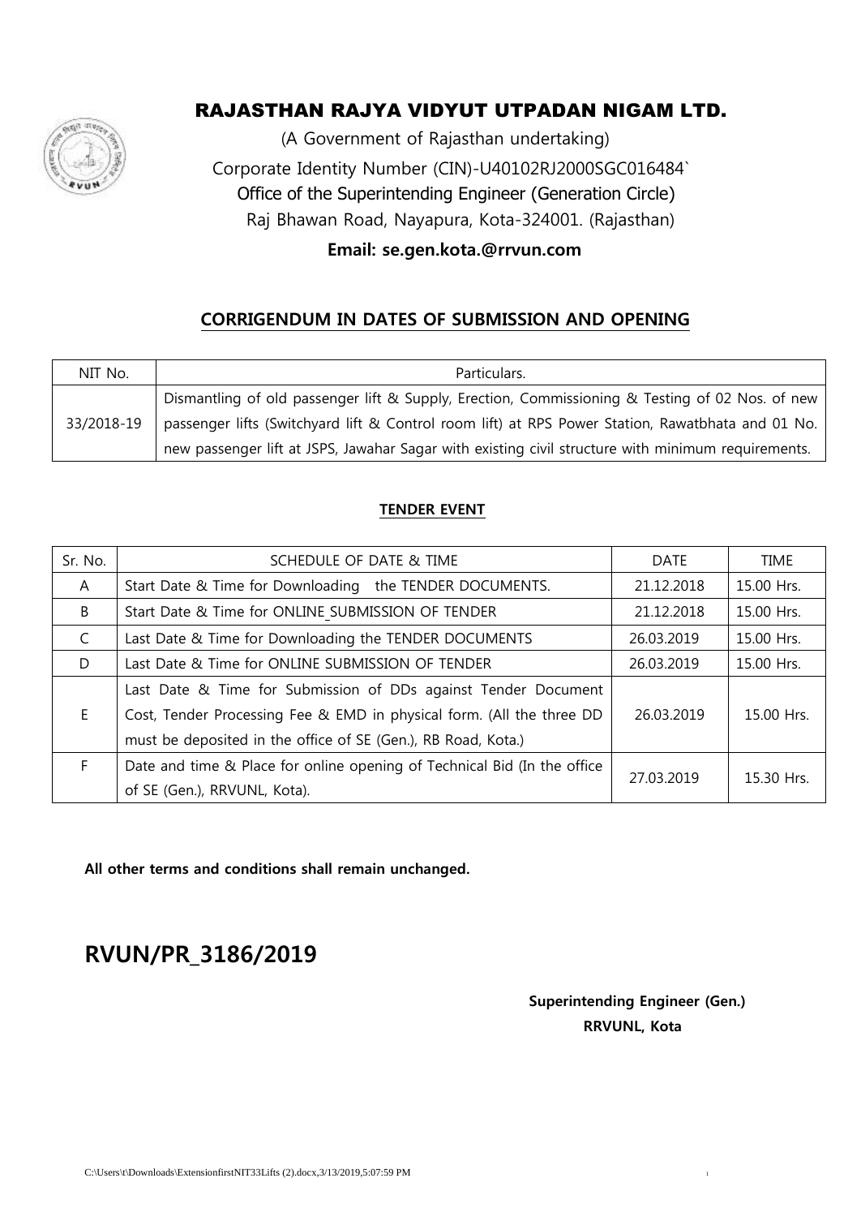# RAJASTHAN RAJYA VIDYUT UTPADAN NIGAM LTD.

(A Government of Rajasthan undertaking)

Corporate Identity Number (CIN)-U40102RJ2000SGC016484`

Office of the Superintending Engineer (Generation Circle)

Raj Bhawan Road, Nayapura, Kota-324001. (Rajasthan)

**Email: se.gen.kota.@rrvun.com**

## CORRIGENDUM IN DATES OF SUBMISSION AND OPENING

| NIT No. | Particulars. |
|---|---|
| 33/2018-19 | Dismantling of old passenger lift & Supply, Erection, Commissioning & Testing of 02 Nos. of new passenger lifts (Switchyard lift & Control room lift) at RPS Power Station, Rawatbhata and 01 No. new passenger lift at JSPS, Jawahar Sagar with existing civil structure with minimum requirements. |

### TENDER EVENT

| Sr. No. | SCHEDULE OF DATE & TIME | DATE | TIME |
|---|---|---|---|
| A | Start Date & Time for Downloading the TENDER DOCUMENTS. | 21.12.2018 | 15.00 Hrs. |
| B | Start Date & Time for ONLINE SUBMISSION OF TENDER | 21.12.2018 | 15.00 Hrs. |
| C | Last Date & Time for Downloading the TENDER DOCUMENTS | 26.03.2019 | 15.00 Hrs. |
| D | Last Date & Time for ONLINE SUBMISSION OF TENDER | 26.03.2019 | 15.00 Hrs. |
| E | Last Date & Time for Submission of DDs against Tender Document Cost, Tender Processing Fee & EMD in physical form. (All the three DD must be deposited in the office of SE (Gen.), RB Road, Kota.) | 26.03.2019 | 15.00 Hrs. |
| F | Date and time & Place for online opening of Technical Bid (In the office of SE (Gen.), RRVUNL, Kota). | 27.03.2019 | 15.30 Hrs. |

**All other terms and conditions shall remain unchanged.**

## RVUN/PR_3186/2019

**Superintending Engineer (Gen.)**
**RRVUNL, Kota**

C:\Users\t\Downloads\ExtensionfirstNIT33Lifts (2).docx,3/13/2019,5:07:59 PM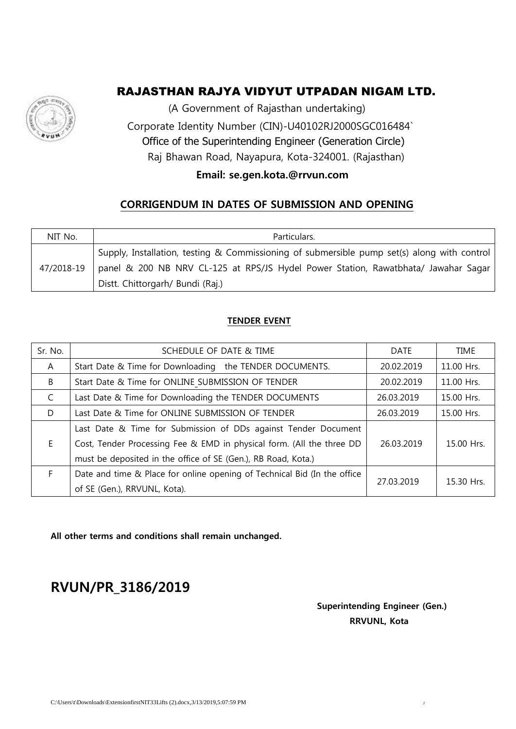# RAJASTHAN RAJYA VIDYUT UTPADAN NIGAM LTD.

(A Government of Rajasthan undertaking)

Corporate Identity Number (CIN)-U40102RJ2000SGC016484`

Office of the Superintending Engineer (Generation Circle)

Raj Bhawan Road, Nayapura, Kota-324001. (Rajasthan)

**Email: se.gen.kota.@rrvun.com**

## CORRIGENDUM IN DATES OF SUBMISSION AND OPENING

| NIT No. | Particulars. |
|---|---|
| 47/2018-19 | Supply, Installation, testing & Commissioning of submersible pump set(s) along with control panel & 200 NB NRV CL-125 at RPS/JS Hydel Power Station, Rawatbhata/ Jawahar Sagar Distt. Chittorgarh/ Bundi (Raj.) |

### TENDER EVENT

| Sr. No. | SCHEDULE OF DATE & TIME | DATE | TIME |
|---|---|---|---|
| A | Start Date & Time for Downloading the TENDER DOCUMENTS. | 20.02.2019 | 11.00 Hrs. |
| B | Start Date & Time for ONLINE_SUBMISSION OF TENDER | 20.02.2019 | 11.00 Hrs. |
| C | Last Date & Time for Downloading the TENDER DOCUMENTS | 26.03.2019 | 15.00 Hrs. |
| D | Last Date & Time for ONLINE SUBMISSION OF TENDER | 26.03.2019 | 15.00 Hrs. |
| E | Last Date & Time for Submission of DDs against Tender Document Cost, Tender Processing Fee & EMD in physical form. (All the three DD must be deposited in the office of SE (Gen.), RB Road, Kota.) | 26.03.2019 | 15.00 Hrs. |
| F | Date and time & Place for online opening of Technical Bid (In the office of SE (Gen.), RRVUNL, Kota). | 27.03.2019 | 15.30 Hrs. |

**All other terms and conditions shall remain unchanged.**

# RVUN/PR_3186/2019

**Superintending Engineer (Gen.)**
**RRVUNL, Kota**